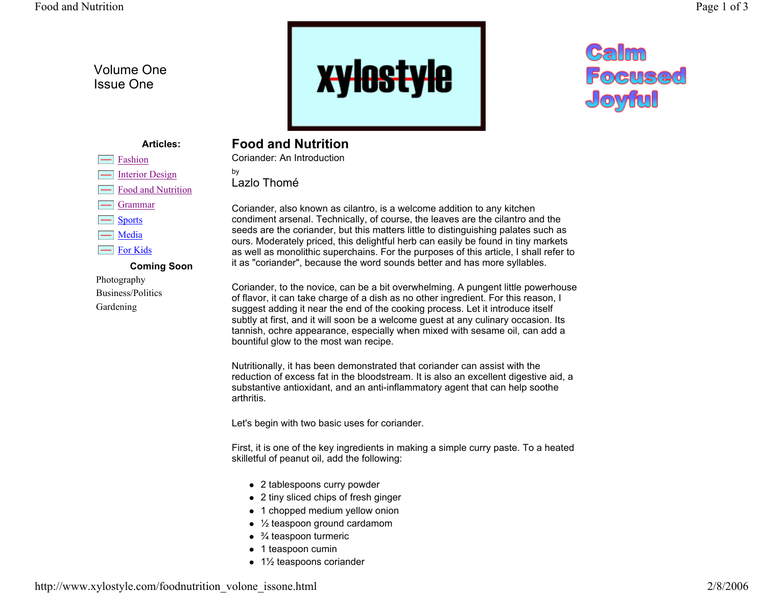Volume One
Issue One

xylostyle

Calm
Focused
Joyful

**Articles:**

- Fashion
- Interior Design
- Food and Nutrition
- Grammar
- Sports
- Media
- For Kids

**Coming Soon**

Photography
Business/Politics
Gardening

## Food and Nutrition

Coriander: An Introduction

by

Lazlo Thomé

Coriander, also known as cilantro, is a welcome addition to any kitchen condiment arsenal. Technically, of course, the leaves are the cilantro and the seeds are the coriander, but this matters little to distinguishing palates such as ours. Moderately priced, this delightful herb can easily be found in tiny markets as well as monolithic superchains. For the purposes of this article, I shall refer to it as "coriander", because the word sounds better and has more syllables.

Coriander, to the novice, can be a bit overwhelming. A pungent little powerhouse of flavor, it can take charge of a dish as no other ingredient. For this reason, I suggest adding it near the end of the cooking process. Let it introduce itself subtly at first, and it will soon be a welcome guest at any culinary occasion. Its tannish, ochre appearance, especially when mixed with sesame oil, can add a bountiful glow to the most wan recipe.

Nutritionally, it has been demonstrated that coriander can assist with the reduction of excess fat in the bloodstream. It is also an excellent digestive aid, a substantive antioxidant, and an anti-inflammatory agent that can help soothe arthritis.

Let's begin with two basic uses for coriander.

First, it is one of the key ingredients in making a simple curry paste. To a heated skilletful of peanut oil, add the following:

- 2 tablespoons curry powder
- 2 tiny sliced chips of fresh ginger
- 1 chopped medium yellow onion
- ½ teaspoon ground cardamom
- ¾ teaspoon turmeric
- 1 teaspoon cumin
- 1½ teaspoons coriander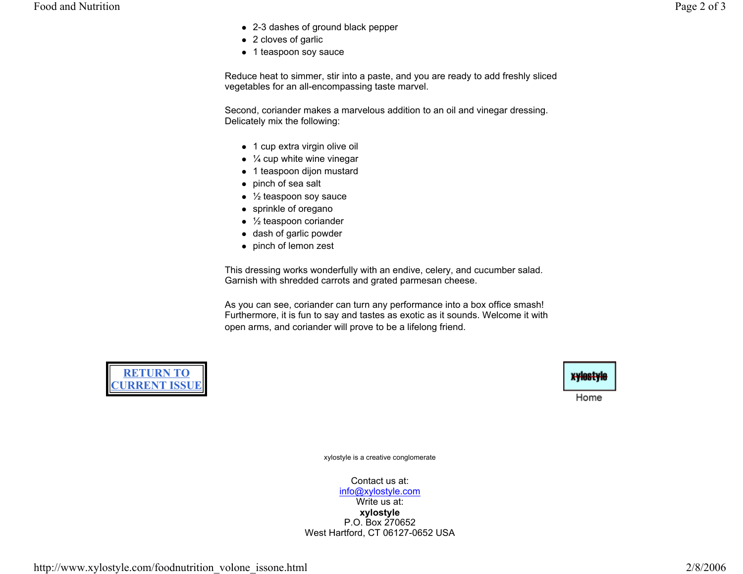- 2-3 dashes of ground black pepper
- 2 cloves of garlic
- 1 teaspoon soy sauce

Reduce heat to simmer, stir into a paste, and you are ready to add freshly sliced vegetables for an all-encompassing taste marvel.

Second, coriander makes a marvelous addition to an oil and vinegar dressing. Delicately mix the following:

- 1 cup extra virgin olive oil
- ¼ cup white wine vinegar
- 1 teaspoon dijon mustard
- pinch of sea salt
- ½ teaspoon soy sauce
- sprinkle of oregano
- ½ teaspoon coriander
- dash of garlic powder
- pinch of lemon zest

This dressing works wonderfully with an endive, celery, and cucumber salad. Garnish with shredded carrots and grated parmesan cheese.

As you can see, coriander can turn any performance into a box office smash! Furthermore, it is fun to say and tastes as exotic as it sounds. Welcome it with open arms, and coriander will prove to be a lifelong friend.

RETURN TO CURRENT ISSUE

xylostyle Home

xylostyle is a creative conglomerate

Contact us at:
info@xylostyle.com
Write us at:
**xylostyle**
P.O. Box 270652
West Hartford, CT 06127-0652 USA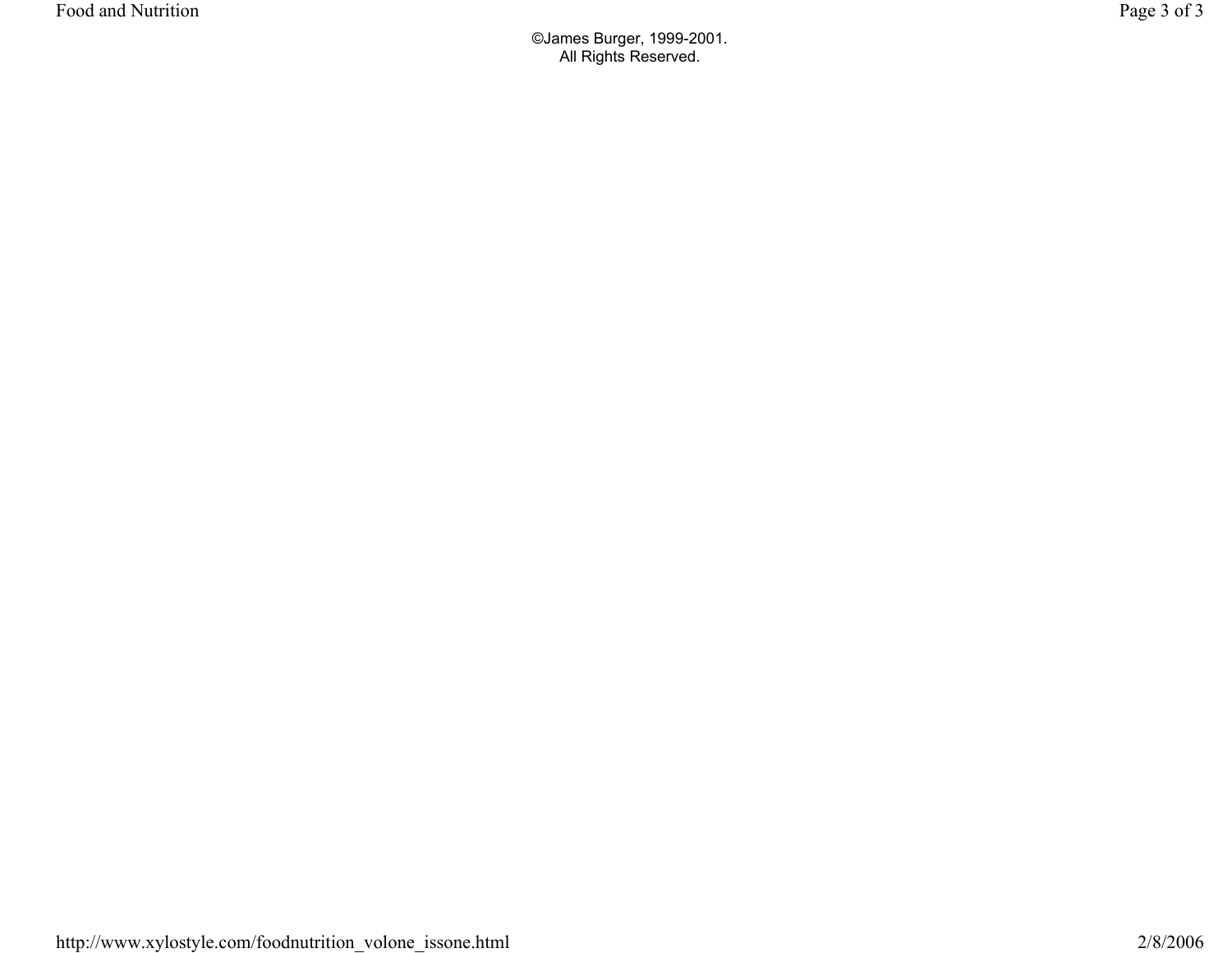©James Burger, 1999-2001.
All Rights Reserved.